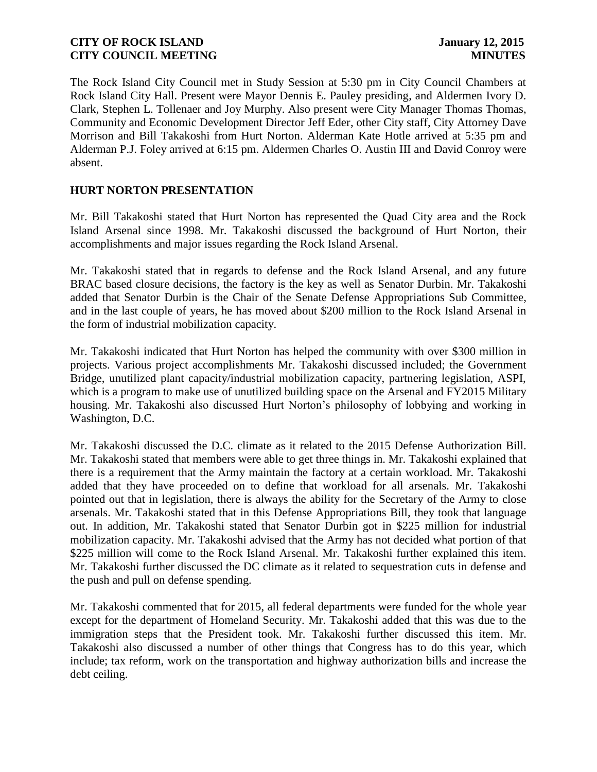The Rock Island City Council met in Study Session at 5:30 pm in City Council Chambers at Rock Island City Hall. Present were Mayor Dennis E. Pauley presiding, and Aldermen Ivory D. Clark, Stephen L. Tollenaer and Joy Murphy. Also present were City Manager Thomas Thomas, Community and Economic Development Director Jeff Eder, other City staff, City Attorney Dave Morrison and Bill Takakoshi from Hurt Norton. Alderman Kate Hotle arrived at 5:35 pm and Alderman P.J. Foley arrived at 6:15 pm. Aldermen Charles O. Austin III and David Conroy were absent.

## HURT NORTON PRESENTATION

Mr. Bill Takakoshi stated that Hurt Norton has represented the Quad City area and the Rock Island Arsenal since 1998. Mr. Takakoshi discussed the background of Hurt Norton, their accomplishments and major issues regarding the Rock Island Arsenal.

Mr. Takakoshi stated that in regards to defense and the Rock Island Arsenal, and any future BRAC based closure decisions, the factory is the key as well as Senator Durbin. Mr. Takakoshi added that Senator Durbin is the Chair of the Senate Defense Appropriations Sub Committee, and in the last couple of years, he has moved about $200 million to the Rock Island Arsenal in the form of industrial mobilization capacity.

Mr. Takakoshi indicated that Hurt Norton has helped the community with over $300 million in projects. Various project accomplishments Mr. Takakoshi discussed included; the Government Bridge, unutilized plant capacity/industrial mobilization capacity, partnering legislation, ASPI, which is a program to make use of unutilized building space on the Arsenal and FY2015 Military housing. Mr. Takakoshi also discussed Hurt Norton's philosophy of lobbying and working in Washington, D.C.

Mr. Takakoshi discussed the D.C. climate as it related to the 2015 Defense Authorization Bill. Mr. Takakoshi stated that members were able to get three things in. Mr. Takakoshi explained that there is a requirement that the Army maintain the factory at a certain workload. Mr. Takakoshi added that they have proceeded on to define that workload for all arsenals. Mr. Takakoshi pointed out that in legislation, there is always the ability for the Secretary of the Army to close arsenals. Mr. Takakoshi stated that in this Defense Appropriations Bill, they took that language out. In addition, Mr. Takakoshi stated that Senator Durbin got in $225 million for industrial mobilization capacity. Mr. Takakoshi advised that the Army has not decided what portion of that $225 million will come to the Rock Island Arsenal. Mr. Takakoshi further explained this item. Mr. Takakoshi further discussed the DC climate as it related to sequestration cuts in defense and the push and pull on defense spending.

Mr. Takakoshi commented that for 2015, all federal departments were funded for the whole year except for the department of Homeland Security. Mr. Takakoshi added that this was due to the immigration steps that the President took. Mr. Takakoshi further discussed this item. Mr. Takakoshi also discussed a number of other things that Congress has to do this year, which include; tax reform, work on the transportation and highway authorization bills and increase the debt ceiling.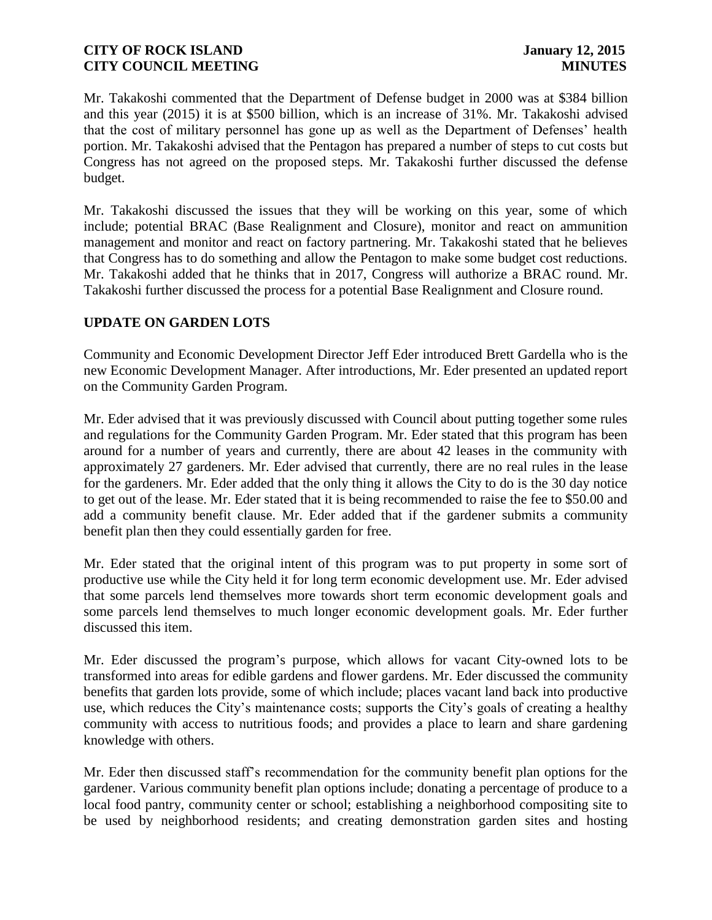Mr. Takakoshi commented that the Department of Defense budget in 2000 was at $384 billion and this year (2015) it is at $500 billion, which is an increase of 31%. Mr. Takakoshi advised that the cost of military personnel has gone up as well as the Department of Defenses' health portion. Mr. Takakoshi advised that the Pentagon has prepared a number of steps to cut costs but Congress has not agreed on the proposed steps. Mr. Takakoshi further discussed the defense budget.

Mr. Takakoshi discussed the issues that they will be working on this year, some of which include; potential BRAC (Base Realignment and Closure), monitor and react on ammunition management and monitor and react on factory partnering. Mr. Takakoshi stated that he believes that Congress has to do something and allow the Pentagon to make some budget cost reductions. Mr. Takakoshi added that he thinks that in 2017, Congress will authorize a BRAC round. Mr. Takakoshi further discussed the process for a potential Base Realignment and Closure round.

## UPDATE ON GARDEN LOTS

Community and Economic Development Director Jeff Eder introduced Brett Gardella who is the new Economic Development Manager. After introductions, Mr. Eder presented an updated report on the Community Garden Program.

Mr. Eder advised that it was previously discussed with Council about putting together some rules and regulations for the Community Garden Program. Mr. Eder stated that this program has been around for a number of years and currently, there are about 42 leases in the community with approximately 27 gardeners. Mr. Eder advised that currently, there are no real rules in the lease for the gardeners. Mr. Eder added that the only thing it allows the City to do is the 30 day notice to get out of the lease. Mr. Eder stated that it is being recommended to raise the fee to $50.00 and add a community benefit clause. Mr. Eder added that if the gardener submits a community benefit plan then they could essentially garden for free.

Mr. Eder stated that the original intent of this program was to put property in some sort of productive use while the City held it for long term economic development use. Mr. Eder advised that some parcels lend themselves more towards short term economic development goals and some parcels lend themselves to much longer economic development goals. Mr. Eder further discussed this item.

Mr. Eder discussed the program's purpose, which allows for vacant City-owned lots to be transformed into areas for edible gardens and flower gardens. Mr. Eder discussed the community benefits that garden lots provide, some of which include; places vacant land back into productive use, which reduces the City's maintenance costs; supports the City's goals of creating a healthy community with access to nutritious foods; and provides a place to learn and share gardening knowledge with others.

Mr. Eder then discussed staff's recommendation for the community benefit plan options for the gardener. Various community benefit plan options include; donating a percentage of produce to a local food pantry, community center or school; establishing a neighborhood compositing site to be used by neighborhood residents; and creating demonstration garden sites and hosting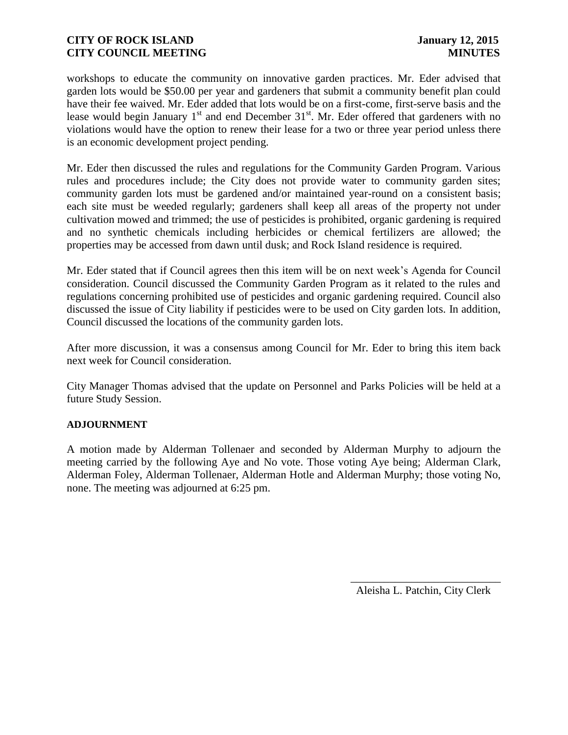workshops to educate the community on innovative garden practices. Mr. Eder advised that garden lots would be $50.00 per year and gardeners that submit a community benefit plan could have their fee waived. Mr. Eder added that lots would be on a first-come, first-serve basis and the lease would begin January 1st and end December 31st. Mr. Eder offered that gardeners with no violations would have the option to renew their lease for a two or three year period unless there is an economic development project pending.

Mr. Eder then discussed the rules and regulations for the Community Garden Program. Various rules and procedures include; the City does not provide water to community garden sites; community garden lots must be gardened and/or maintained year-round on a consistent basis; each site must be weeded regularly; gardeners shall keep all areas of the property not under cultivation mowed and trimmed; the use of pesticides is prohibited, organic gardening is required and no synthetic chemicals including herbicides or chemical fertilizers are allowed; the properties may be accessed from dawn until dusk; and Rock Island residence is required.

Mr. Eder stated that if Council agrees then this item will be on next week's Agenda for Council consideration. Council discussed the Community Garden Program as it related to the rules and regulations concerning prohibited use of pesticides and organic gardening required. Council also discussed the issue of City liability if pesticides were to be used on City garden lots. In addition, Council discussed the locations of the community garden lots.

After more discussion, it was a consensus among Council for Mr. Eder to bring this item back next week for Council consideration.

City Manager Thomas advised that the update on Personnel and Parks Policies will be held at a future Study Session.

**ADJOURNMENT**

A motion made by Alderman Tollenaer and seconded by Alderman Murphy to adjourn the meeting carried by the following Aye and No vote. Those voting Aye being; Alderman Clark, Alderman Foley, Alderman Tollenaer, Alderman Hotle and Alderman Murphy; those voting No, none. The meeting was adjourned at 6:25 pm.

\_\_\_\_\_\_\_\_\_\_\_\_\_\_\_\_\_\_\_\_\_\_\_\_\_\_\_\_

Aleisha L. Patchin, City Clerk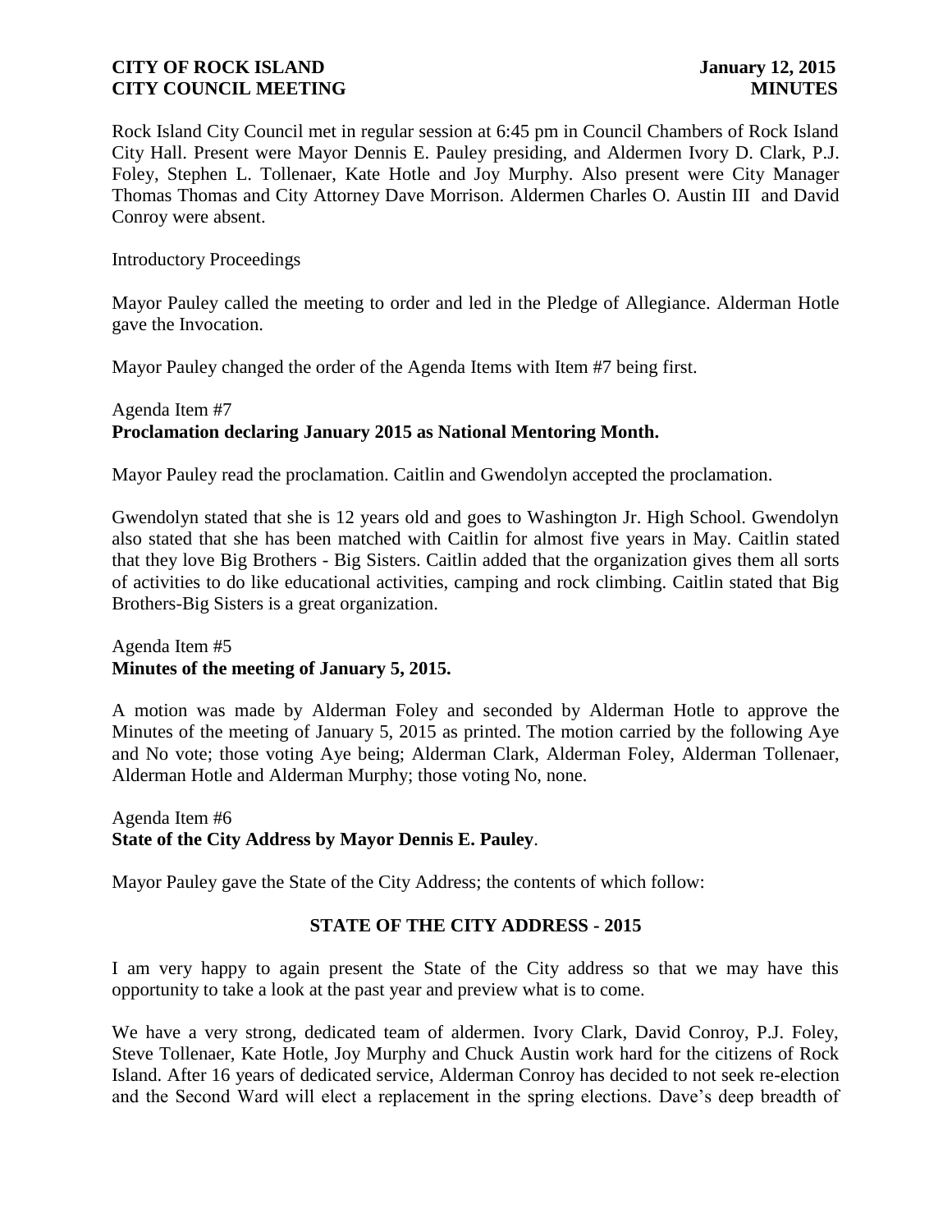Rock Island City Council met in regular session at 6:45 pm in Council Chambers of Rock Island City Hall. Present were Mayor Dennis E. Pauley presiding, and Aldermen Ivory D. Clark, P.J. Foley, Stephen L. Tollenaer, Kate Hotle and Joy Murphy. Also present were City Manager Thomas Thomas and City Attorney Dave Morrison. Aldermen Charles O. Austin III and David Conroy were absent.

Introductory Proceedings

Mayor Pauley called the meeting to order and led in the Pledge of Allegiance. Alderman Hotle gave the Invocation.

Mayor Pauley changed the order of the Agenda Items with Item #7 being first.

Agenda Item #7
**Proclamation declaring January 2015 as National Mentoring Month.**

Mayor Pauley read the proclamation. Caitlin and Gwendolyn accepted the proclamation.

Gwendolyn stated that she is 12 years old and goes to Washington Jr. High School. Gwendolyn also stated that she has been matched with Caitlin for almost five years in May. Caitlin stated that they love Big Brothers - Big Sisters. Caitlin added that the organization gives them all sorts of activities to do like educational activities, camping and rock climbing. Caitlin stated that Big Brothers-Big Sisters is a great organization.

Agenda Item #5
**Minutes of the meeting of January 5, 2015.**

A motion was made by Alderman Foley and seconded by Alderman Hotle to approve the Minutes of the meeting of January 5, 2015 as printed. The motion carried by the following Aye and No vote; those voting Aye being; Alderman Clark, Alderman Foley, Alderman Tollenaer, Alderman Hotle and Alderman Murphy; those voting No, none.

Agenda Item #6
**State of the City Address by Mayor Dennis E. Pauley**.

Mayor Pauley gave the State of the City Address; the contents of which follow:

**STATE OF THE CITY ADDRESS - 2015**

I am very happy to again present the State of the City address so that we may have this opportunity to take a look at the past year and preview what is to come.

We have a very strong, dedicated team of aldermen. Ivory Clark, David Conroy, P.J. Foley, Steve Tollenaer, Kate Hotle, Joy Murphy and Chuck Austin work hard for the citizens of Rock Island. After 16 years of dedicated service, Alderman Conroy has decided to not seek re-election and the Second Ward will elect a replacement in the spring elections. Dave's deep breadth of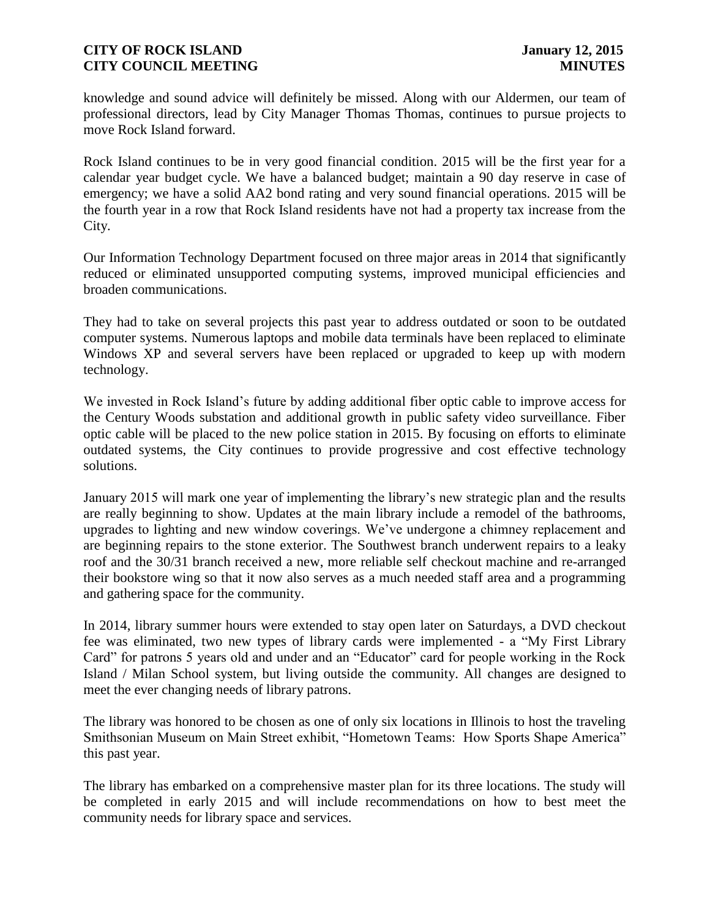knowledge and sound advice will definitely be missed. Along with our Aldermen, our team of professional directors, lead by City Manager Thomas Thomas, continues to pursue projects to move Rock Island forward.

Rock Island continues to be in very good financial condition. 2015 will be the first year for a calendar year budget cycle. We have a balanced budget; maintain a 90 day reserve in case of emergency; we have a solid AA2 bond rating and very sound financial operations. 2015 will be the fourth year in a row that Rock Island residents have not had a property tax increase from the City.

Our Information Technology Department focused on three major areas in 2014 that significantly reduced or eliminated unsupported computing systems, improved municipal efficiencies and broaden communications.

They had to take on several projects this past year to address outdated or soon to be outdated computer systems. Numerous laptops and mobile data terminals have been replaced to eliminate Windows XP and several servers have been replaced or upgraded to keep up with modern technology.

We invested in Rock Island's future by adding additional fiber optic cable to improve access for the Century Woods substation and additional growth in public safety video surveillance. Fiber optic cable will be placed to the new police station in 2015. By focusing on efforts to eliminate outdated systems, the City continues to provide progressive and cost effective technology solutions.

January 2015 will mark one year of implementing the library's new strategic plan and the results are really beginning to show. Updates at the main library include a remodel of the bathrooms, upgrades to lighting and new window coverings. We've undergone a chimney replacement and are beginning repairs to the stone exterior. The Southwest branch underwent repairs to a leaky roof and the 30/31 branch received a new, more reliable self checkout machine and re-arranged their bookstore wing so that it now also serves as a much needed staff area and a programming and gathering space for the community.

In 2014, library summer hours were extended to stay open later on Saturdays, a DVD checkout fee was eliminated, two new types of library cards were implemented - a "My First Library Card" for patrons 5 years old and under and an "Educator" card for people working in the Rock Island / Milan School system, but living outside the community. All changes are designed to meet the ever changing needs of library patrons.

The library was honored to be chosen as one of only six locations in Illinois to host the traveling Smithsonian Museum on Main Street exhibit, "Hometown Teams: How Sports Shape America" this past year.

The library has embarked on a comprehensive master plan for its three locations. The study will be completed in early 2015 and will include recommendations on how to best meet the community needs for library space and services.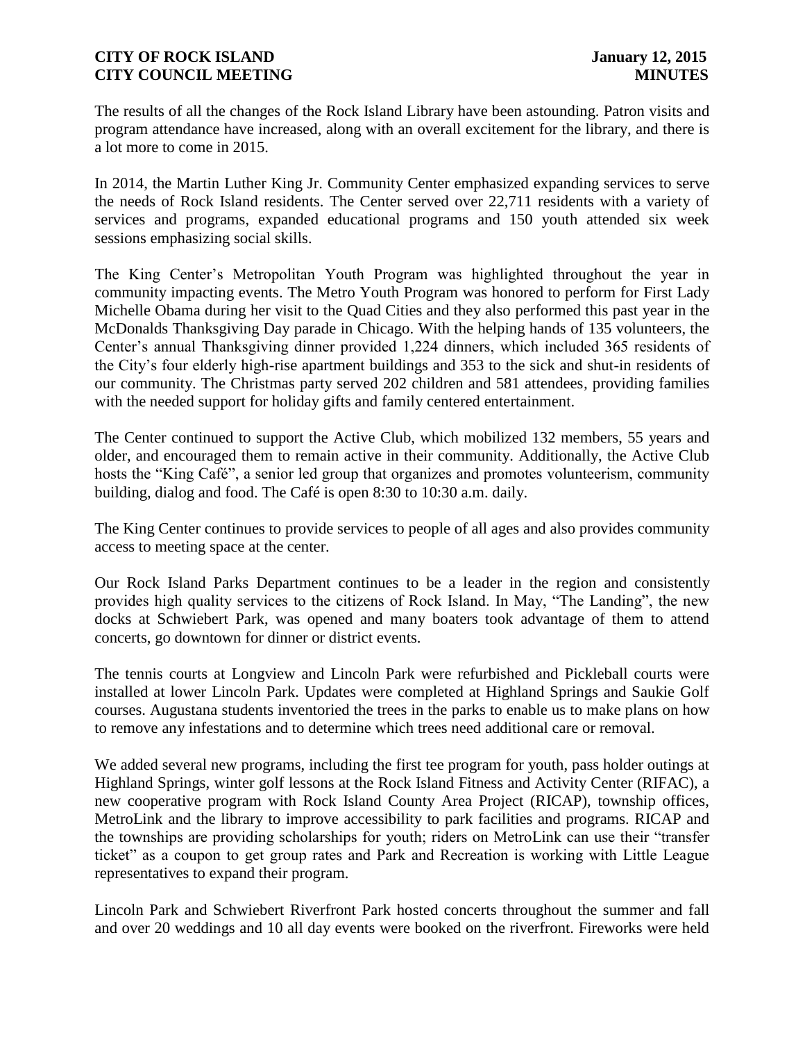The results of all the changes of the Rock Island Library have been astounding. Patron visits and program attendance have increased, along with an overall excitement for the library, and there is a lot more to come in 2015.

In 2014, the Martin Luther King Jr. Community Center emphasized expanding services to serve the needs of Rock Island residents. The Center served over 22,711 residents with a variety of services and programs, expanded educational programs and 150 youth attended six week sessions emphasizing social skills.

The King Center's Metropolitan Youth Program was highlighted throughout the year in community impacting events. The Metro Youth Program was honored to perform for First Lady Michelle Obama during her visit to the Quad Cities and they also performed this past year in the McDonalds Thanksgiving Day parade in Chicago. With the helping hands of 135 volunteers, the Center's annual Thanksgiving dinner provided 1,224 dinners, which included 365 residents of the City's four elderly high-rise apartment buildings and 353 to the sick and shut-in residents of our community. The Christmas party served 202 children and 581 attendees, providing families with the needed support for holiday gifts and family centered entertainment.

The Center continued to support the Active Club, which mobilized 132 members, 55 years and older, and encouraged them to remain active in their community. Additionally, the Active Club hosts the "King Café", a senior led group that organizes and promotes volunteerism, community building, dialog and food. The Café is open 8:30 to 10:30 a.m. daily.

The King Center continues to provide services to people of all ages and also provides community access to meeting space at the center.

Our Rock Island Parks Department continues to be a leader in the region and consistently provides high quality services to the citizens of Rock Island. In May, "The Landing", the new docks at Schwiebert Park, was opened and many boaters took advantage of them to attend concerts, go downtown for dinner or district events.

The tennis courts at Longview and Lincoln Park were refurbished and Pickleball courts were installed at lower Lincoln Park. Updates were completed at Highland Springs and Saukie Golf courses. Augustana students inventoried the trees in the parks to enable us to make plans on how to remove any infestations and to determine which trees need additional care or removal.

We added several new programs, including the first tee program for youth, pass holder outings at Highland Springs, winter golf lessons at the Rock Island Fitness and Activity Center (RIFAC), a new cooperative program with Rock Island County Area Project (RICAP), township offices, MetroLink and the library to improve accessibility to park facilities and programs. RICAP and the townships are providing scholarships for youth; riders on MetroLink can use their "transfer ticket" as a coupon to get group rates and Park and Recreation is working with Little League representatives to expand their program.

Lincoln Park and Schwiebert Riverfront Park hosted concerts throughout the summer and fall and over 20 weddings and 10 all day events were booked on the riverfront. Fireworks were held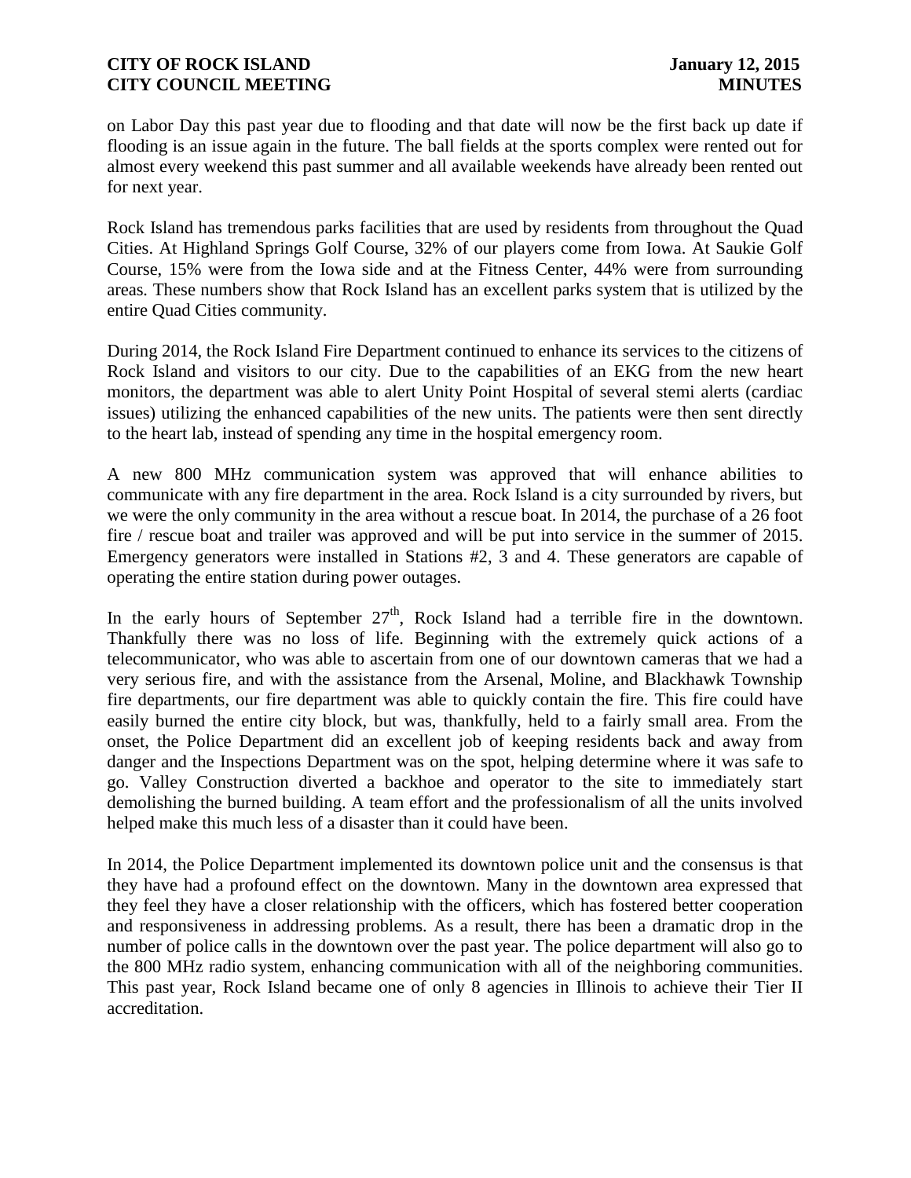on Labor Day this past year due to flooding and that date will now be the first back up date if flooding is an issue again in the future. The ball fields at the sports complex were rented out for almost every weekend this past summer and all available weekends have already been rented out for next year.

Rock Island has tremendous parks facilities that are used by residents from throughout the Quad Cities. At Highland Springs Golf Course, 32% of our players come from Iowa. At Saukie Golf Course, 15% were from the Iowa side and at the Fitness Center, 44% were from surrounding areas. These numbers show that Rock Island has an excellent parks system that is utilized by the entire Quad Cities community.

During 2014, the Rock Island Fire Department continued to enhance its services to the citizens of Rock Island and visitors to our city. Due to the capabilities of an EKG from the new heart monitors, the department was able to alert Unity Point Hospital of several stemi alerts (cardiac issues) utilizing the enhanced capabilities of the new units. The patients were then sent directly to the heart lab, instead of spending any time in the hospital emergency room.

A new 800 MHz communication system was approved that will enhance abilities to communicate with any fire department in the area. Rock Island is a city surrounded by rivers, but we were the only community in the area without a rescue boat. In 2014, the purchase of a 26 foot fire / rescue boat and trailer was approved and will be put into service in the summer of 2015. Emergency generators were installed in Stations #2, 3 and 4. These generators are capable of operating the entire station during power outages.

In the early hours of September 27th, Rock Island had a terrible fire in the downtown. Thankfully there was no loss of life. Beginning with the extremely quick actions of a telecommunicator, who was able to ascertain from one of our downtown cameras that we had a very serious fire, and with the assistance from the Arsenal, Moline, and Blackhawk Township fire departments, our fire department was able to quickly contain the fire. This fire could have easily burned the entire city block, but was, thankfully, held to a fairly small area. From the onset, the Police Department did an excellent job of keeping residents back and away from danger and the Inspections Department was on the spot, helping determine where it was safe to go. Valley Construction diverted a backhoe and operator to the site to immediately start demolishing the burned building. A team effort and the professionalism of all the units involved helped make this much less of a disaster than it could have been.

In 2014, the Police Department implemented its downtown police unit and the consensus is that they have had a profound effect on the downtown. Many in the downtown area expressed that they feel they have a closer relationship with the officers, which has fostered better cooperation and responsiveness in addressing problems. As a result, there has been a dramatic drop in the number of police calls in the downtown over the past year. The police department will also go to the 800 MHz radio system, enhancing communication with all of the neighboring communities. This past year, Rock Island became one of only 8 agencies in Illinois to achieve their Tier II accreditation.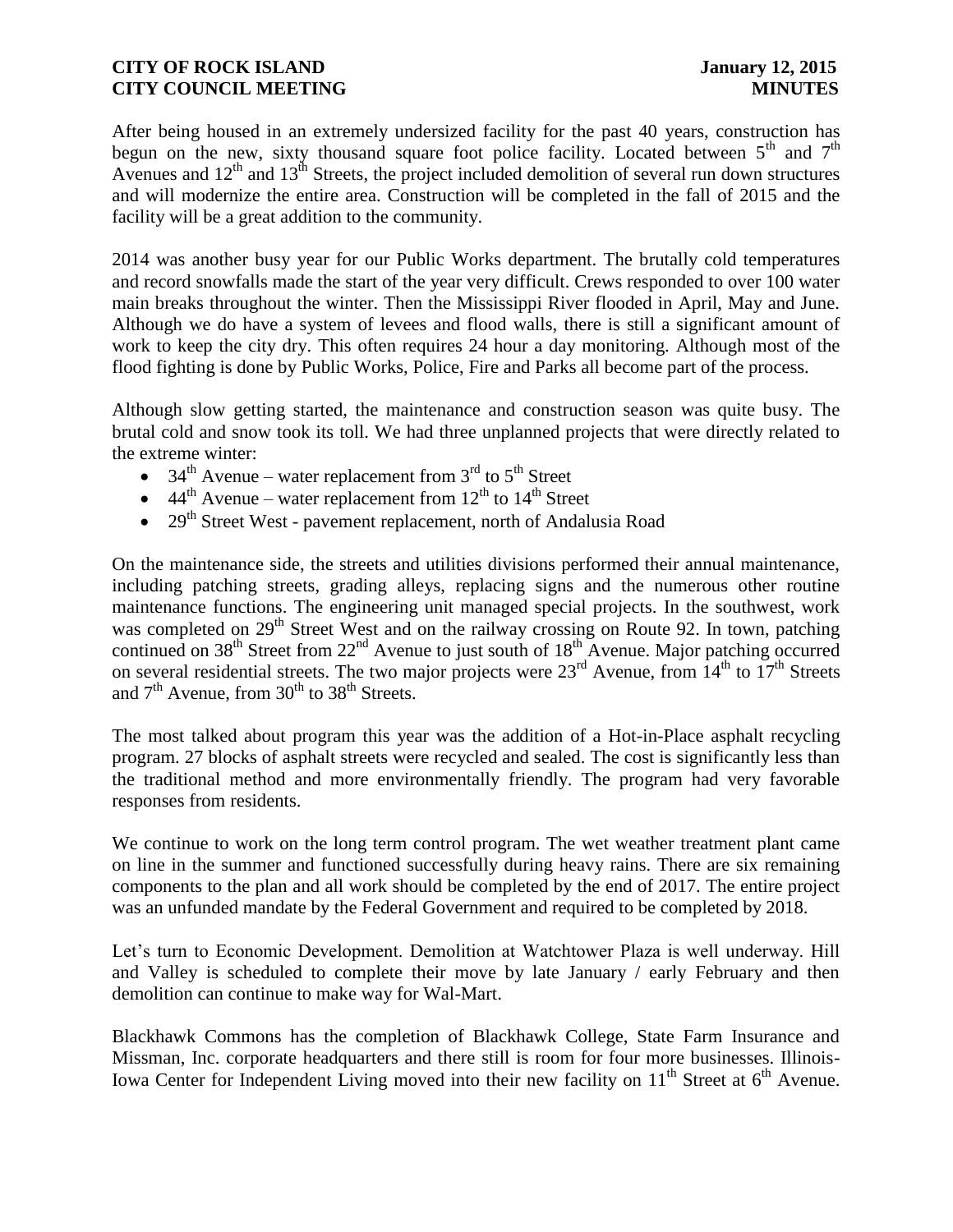After being housed in an extremely undersized facility for the past 40 years, construction has begun on the new, sixty thousand square foot police facility. Located between 5th and 7th Avenues and 12th and 13th Streets, the project included demolition of several run down structures and will modernize the entire area. Construction will be completed in the fall of 2015 and the facility will be a great addition to the community.

2014 was another busy year for our Public Works department. The brutally cold temperatures and record snowfalls made the start of the year very difficult. Crews responded to over 100 water main breaks throughout the winter. Then the Mississippi River flooded in April, May and June. Although we do have a system of levees and flood walls, there is still a significant amount of work to keep the city dry. This often requires 24 hour a day monitoring. Although most of the flood fighting is done by Public Works, Police, Fire and Parks all become part of the process.

Although slow getting started, the maintenance and construction season was quite busy. The brutal cold and snow took its toll. We had three unplanned projects that were directly related to the extreme winter:

- 34th Avenue – water replacement from 3rd to 5th Street
- 44th Avenue – water replacement from 12th to 14th Street
- 29th Street West - pavement replacement, north of Andalusia Road

On the maintenance side, the streets and utilities divisions performed their annual maintenance, including patching streets, grading alleys, replacing signs and the numerous other routine maintenance functions. The engineering unit managed special projects. In the southwest, work was completed on 29th Street West and on the railway crossing on Route 92. In town, patching continued on 38th Street from 22nd Avenue to just south of 18th Avenue. Major patching occurred on several residential streets. The two major projects were 23rd Avenue, from 14th to 17th Streets and 7th Avenue, from 30th to 38th Streets.

The most talked about program this year was the addition of a Hot-in-Place asphalt recycling program. 27 blocks of asphalt streets were recycled and sealed. The cost is significantly less than the traditional method and more environmentally friendly. The program had very favorable responses from residents.

We continue to work on the long term control program. The wet weather treatment plant came on line in the summer and functioned successfully during heavy rains. There are six remaining components to the plan and all work should be completed by the end of 2017. The entire project was an unfunded mandate by the Federal Government and required to be completed by 2018.

Let's turn to Economic Development. Demolition at Watchtower Plaza is well underway. Hill and Valley is scheduled to complete their move by late January / early February and then demolition can continue to make way for Wal-Mart.

Blackhawk Commons has the completion of Blackhawk College, State Farm Insurance and Missman, Inc. corporate headquarters and there still is room for four more businesses. Illinois-Iowa Center for Independent Living moved into their new facility on 11th Street at 6th Avenue.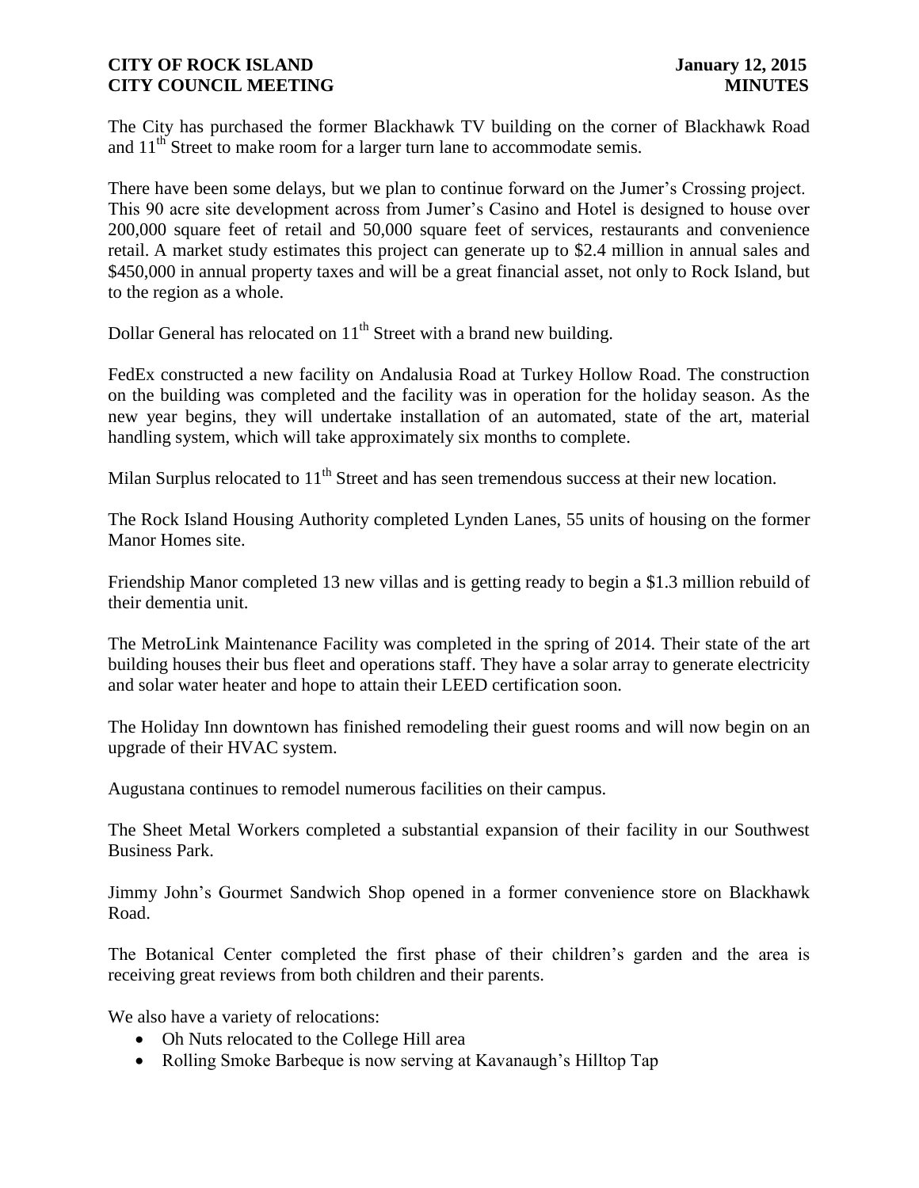The City has purchased the former Blackhawk TV building on the corner of Blackhawk Road and 11th Street to make room for a larger turn lane to accommodate semis.

There have been some delays, but we plan to continue forward on the Jumer's Crossing project. This 90 acre site development across from Jumer's Casino and Hotel is designed to house over 200,000 square feet of retail and 50,000 square feet of services, restaurants and convenience retail. A market study estimates this project can generate up to $2.4 million in annual sales and $450,000 in annual property taxes and will be a great financial asset, not only to Rock Island, but to the region as a whole.

Dollar General has relocated on 11th Street with a brand new building.

FedEx constructed a new facility on Andalusia Road at Turkey Hollow Road. The construction on the building was completed and the facility was in operation for the holiday season. As the new year begins, they will undertake installation of an automated, state of the art, material handling system, which will take approximately six months to complete.

Milan Surplus relocated to 11th Street and has seen tremendous success at their new location.

The Rock Island Housing Authority completed Lynden Lanes, 55 units of housing on the former Manor Homes site.

Friendship Manor completed 13 new villas and is getting ready to begin a $1.3 million rebuild of their dementia unit.

The MetroLink Maintenance Facility was completed in the spring of 2014. Their state of the art building houses their bus fleet and operations staff. They have a solar array to generate electricity and solar water heater and hope to attain their LEED certification soon.

The Holiday Inn downtown has finished remodeling their guest rooms and will now begin on an upgrade of their HVAC system.

Augustana continues to remodel numerous facilities on their campus.

The Sheet Metal Workers completed a substantial expansion of their facility in our Southwest Business Park.

Jimmy John's Gourmet Sandwich Shop opened in a former convenience store on Blackhawk Road.

The Botanical Center completed the first phase of their children's garden and the area is receiving great reviews from both children and their parents.

We also have a variety of relocations:

- Oh Nuts relocated to the College Hill area
- Rolling Smoke Barbeque is now serving at Kavanaugh's Hilltop Tap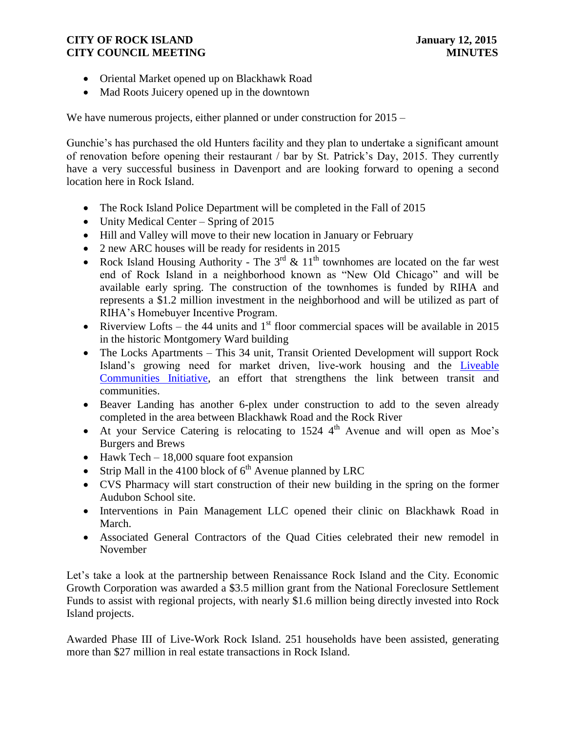- Oriental Market opened up on Blackhawk Road
- Mad Roots Juicery opened up in the downtown

We have numerous projects, either planned or under construction for 2015 –

Gunchie's has purchased the old Hunters facility and they plan to undertake a significant amount of renovation before opening their restaurant / bar by St. Patrick's Day, 2015. They currently have a very successful business in Davenport and are looking forward to opening a second location here in Rock Island.

- The Rock Island Police Department will be completed in the Fall of 2015
- Unity Medical Center – Spring of 2015
- Hill and Valley will move to their new location in January or February
- 2 new ARC houses will be ready for residents in 2015
- Rock Island Housing Authority - The 3rd & 11th townhomes are located on the far west end of Rock Island in a neighborhood known as "New Old Chicago" and will be available early spring. The construction of the townhomes is funded by RIHA and represents a $1.2 million investment in the neighborhood and will be utilized as part of RIHA's Homebuyer Incentive Program.
- Riverview Lofts – the 44 units and 1st floor commercial spaces will be available in 2015 in the historic Montgomery Ward building
- The Locks Apartments – This 34 unit, Transit Oriented Development will support Rock Island's growing need for market driven, live-work housing and the Liveable Communities Initiative, an effort that strengthens the link between transit and communities.
- Beaver Landing has another 6-plex under construction to add to the seven already completed in the area between Blackhawk Road and the Rock River
- At your Service Catering is relocating to 1524 4th Avenue and will open as Moe's Burgers and Brews
- Hawk Tech – 18,000 square foot expansion
- Strip Mall in the 4100 block of 6th Avenue planned by LRC
- CVS Pharmacy will start construction of their new building in the spring on the former Audubon School site.
- Interventions in Pain Management LLC opened their clinic on Blackhawk Road in March.
- Associated General Contractors of the Quad Cities celebrated their new remodel in November

Let's take a look at the partnership between Renaissance Rock Island and the City. Economic Growth Corporation was awarded a $3.5 million grant from the National Foreclosure Settlement Funds to assist with regional projects, with nearly $1.6 million being directly invested into Rock Island projects.

Awarded Phase III of Live-Work Rock Island. 251 households have been assisted, generating more than $27 million in real estate transactions in Rock Island.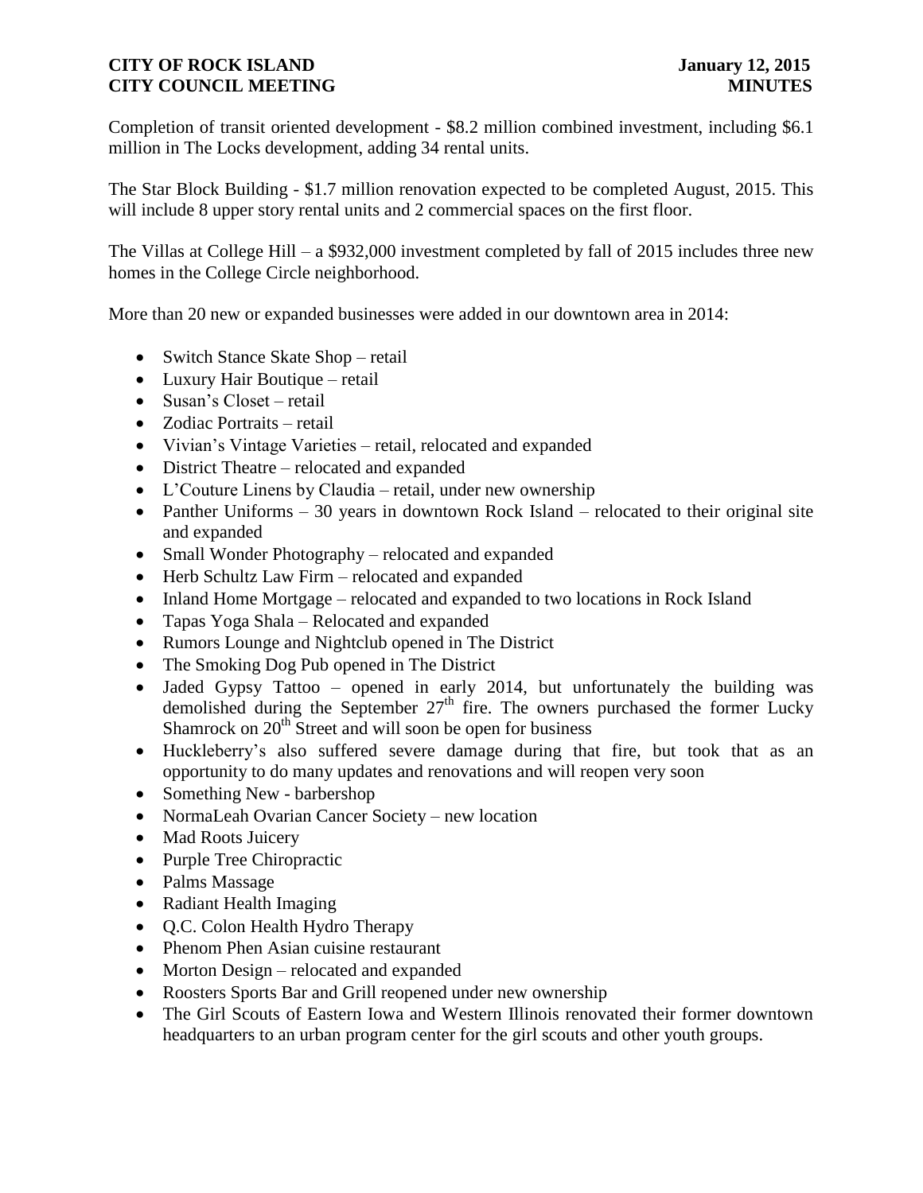Completion of transit oriented development - $8.2 million combined investment, including $6.1 million in The Locks development, adding 34 rental units.

The Star Block Building - $1.7 million renovation expected to be completed August, 2015. This will include 8 upper story rental units and 2 commercial spaces on the first floor.

The Villas at College Hill – a $932,000 investment completed by fall of 2015 includes three new homes in the College Circle neighborhood.

More than 20 new or expanded businesses were added in our downtown area in 2014:

- Switch Stance Skate Shop – retail
- Luxury Hair Boutique – retail
- Susan's Closet – retail
- Zodiac Portraits – retail
- Vivian's Vintage Varieties – retail, relocated and expanded
- District Theatre – relocated and expanded
- L'Couture Linens by Claudia – retail, under new ownership
- Panther Uniforms – 30 years in downtown Rock Island – relocated to their original site and expanded
- Small Wonder Photography – relocated and expanded
- Herb Schultz Law Firm – relocated and expanded
- Inland Home Mortgage – relocated and expanded to two locations in Rock Island
- Tapas Yoga Shala – Relocated and expanded
- Rumors Lounge and Nightclub opened in The District
- The Smoking Dog Pub opened in The District
- Jaded Gypsy Tattoo – opened in early 2014, but unfortunately the building was demolished during the September 27th fire. The owners purchased the former Lucky Shamrock on 20th Street and will soon be open for business
- Huckleberry's also suffered severe damage during that fire, but took that as an opportunity to do many updates and renovations and will reopen very soon
- Something New - barbershop
- NormaLeah Ovarian Cancer Society – new location
- Mad Roots Juicery
- Purple Tree Chiropractic
- Palms Massage
- Radiant Health Imaging
- Q.C. Colon Health Hydro Therapy
- Phenom Phen Asian cuisine restaurant
- Morton Design – relocated and expanded
- Roosters Sports Bar and Grill reopened under new ownership
- The Girl Scouts of Eastern Iowa and Western Illinois renovated their former downtown headquarters to an urban program center for the girl scouts and other youth groups.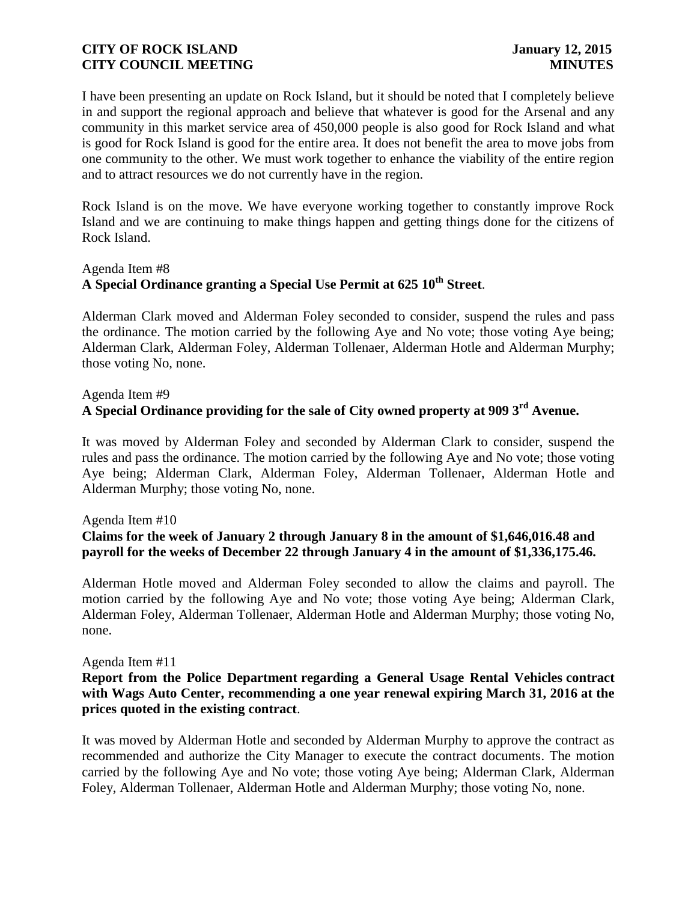I have been presenting an update on Rock Island, but it should be noted that I completely believe in and support the regional approach and believe that whatever is good for the Arsenal and any community in this market service area of 450,000 people is also good for Rock Island and what is good for Rock Island is good for the entire area. It does not benefit the area to move jobs from one community to the other. We must work together to enhance the viability of the entire region and to attract resources we do not currently have in the region.

Rock Island is on the move. We have everyone working together to constantly improve Rock Island and we are continuing to make things happen and getting things done for the citizens of Rock Island.

Agenda Item #8
**A Special Ordinance granting a Special Use Permit at 625 10th Street**.

Alderman Clark moved and Alderman Foley seconded to consider, suspend the rules and pass the ordinance. The motion carried by the following Aye and No vote; those voting Aye being; Alderman Clark, Alderman Foley, Alderman Tollenaer, Alderman Hotle and Alderman Murphy; those voting No, none.

Agenda Item #9
**A Special Ordinance providing for the sale of City owned property at 909 3rd Avenue.**

It was moved by Alderman Foley and seconded by Alderman Clark to consider, suspend the rules and pass the ordinance. The motion carried by the following Aye and No vote; those voting Aye being; Alderman Clark, Alderman Foley, Alderman Tollenaer, Alderman Hotle and Alderman Murphy; those voting No, none.

Agenda Item #10
**Claims for the week of January 2 through January 8 in the amount of $1,646,016.48 and payroll for the weeks of December 22 through January 4 in the amount of $1,336,175.46.**

Alderman Hotle moved and Alderman Foley seconded to allow the claims and payroll. The motion carried by the following Aye and No vote; those voting Aye being; Alderman Clark, Alderman Foley, Alderman Tollenaer, Alderman Hotle and Alderman Murphy; those voting No, none.

Agenda Item #11
**Report from the Police Department regarding a General Usage Rental Vehicles contract with Wags Auto Center, recommending a one year renewal expiring March 31, 2016 at the prices quoted in the existing contract**.

It was moved by Alderman Hotle and seconded by Alderman Murphy to approve the contract as recommended and authorize the City Manager to execute the contract documents. The motion carried by the following Aye and No vote; those voting Aye being; Alderman Clark, Alderman Foley, Alderman Tollenaer, Alderman Hotle and Alderman Murphy; those voting No, none.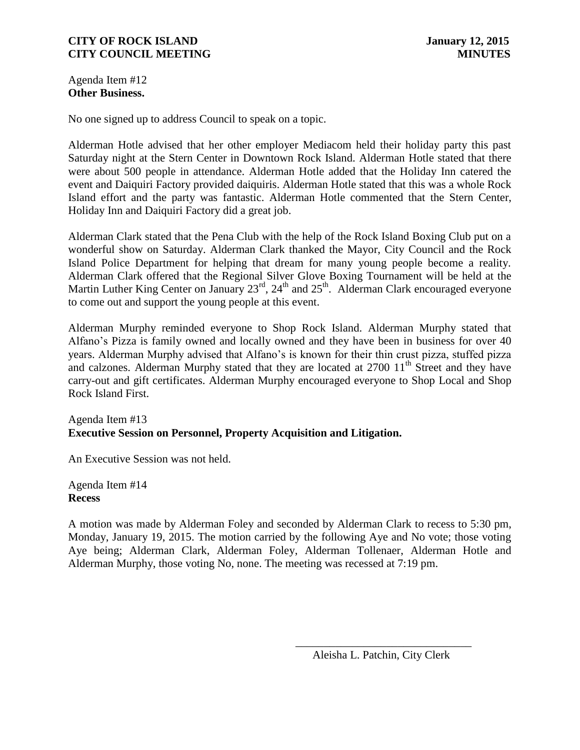Agenda Item #12
**Other Business.**

No one signed up to address Council to speak on a topic.

Alderman Hotle advised that her other employer Mediacom held their holiday party this past Saturday night at the Stern Center in Downtown Rock Island. Alderman Hotle stated that there were about 500 people in attendance. Alderman Hotle added that the Holiday Inn catered the event and Daiquiri Factory provided daiquiris. Alderman Hotle stated that this was a whole Rock Island effort and the party was fantastic. Alderman Hotle commented that the Stern Center, Holiday Inn and Daiquiri Factory did a great job.

Alderman Clark stated that the Pena Club with the help of the Rock Island Boxing Club put on a wonderful show on Saturday. Alderman Clark thanked the Mayor, City Council and the Rock Island Police Department for helping that dream for many young people become a reality. Alderman Clark offered that the Regional Silver Glove Boxing Tournament will be held at the Martin Luther King Center on January 23rd, 24th and 25th. Alderman Clark encouraged everyone to come out and support the young people at this event.

Alderman Murphy reminded everyone to Shop Rock Island. Alderman Murphy stated that Alfano's Pizza is family owned and locally owned and they have been in business for over 40 years. Alderman Murphy advised that Alfano's is known for their thin crust pizza, stuffed pizza and calzones. Alderman Murphy stated that they are located at 2700 11th Street and they have carry-out and gift certificates. Alderman Murphy encouraged everyone to Shop Local and Shop Rock Island First.

Agenda Item #13
**Executive Session on Personnel, Property Acquisition and Litigation.**

An Executive Session was not held.

Agenda Item #14
**Recess**

A motion was made by Alderman Foley and seconded by Alderman Clark to recess to 5:30 pm, Monday, January 19, 2015. The motion carried by the following Aye and No vote; those voting Aye being; Alderman Clark, Alderman Foley, Alderman Tollenaer, Alderman Hotle and Alderman Murphy, those voting No, none. The meeting was recessed at 7:19 pm.

\_\_\_\_\_\_\_\_\_\_\_\_\_\_\_\_\_\_\_\_\_\_\_\_\_\_\_\_\_\_\_\_

Aleisha L. Patchin, City Clerk